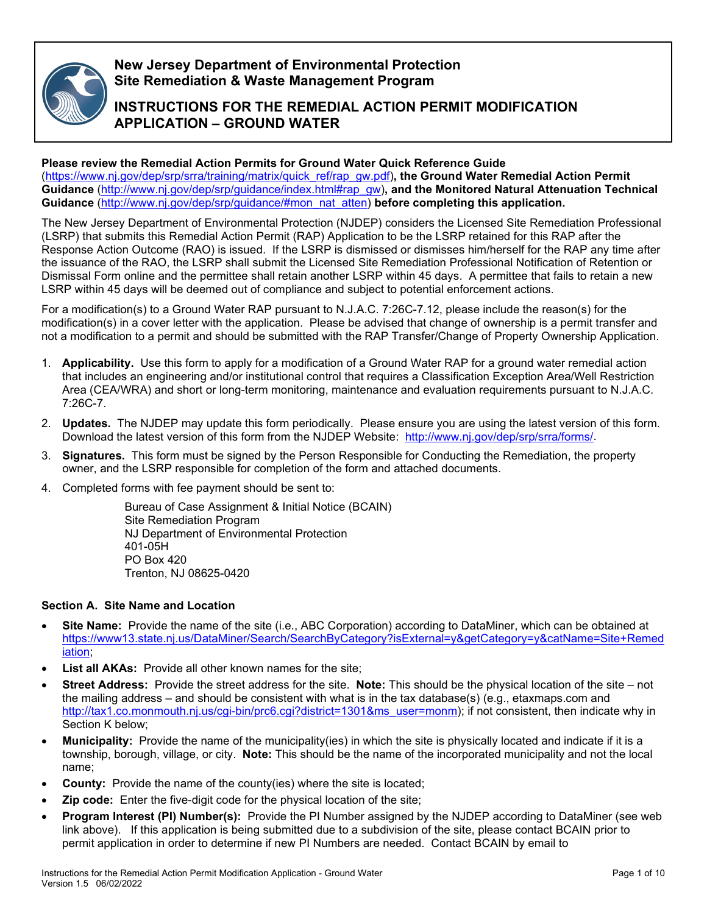# New Jersey Department of Environmental Protection
## Site Remediation & Waste Management Program

# INSTRUCTIONS FOR THE REMEDIAL ACTION PERMIT MODIFICATION APPLICATION – GROUND WATER

**Please review the Remedial Action Permits for Ground Water Quick Reference Guide** (https://www.nj.gov/dep/srp/srra/training/matrix/quick_ref/rap_gw.pdf)**, the Ground Water Remedial Action Permit Guidance** (http://www.nj.gov/dep/srp/guidance/index.html#rap_gw)**, and the Monitored Natural Attenuation Technical Guidance** (http://www.nj.gov/dep/srp/guidance/#mon_nat_atten) **before completing this application.**

The New Jersey Department of Environmental Protection (NJDEP) considers the Licensed Site Remediation Professional (LSRP) that submits this Remedial Action Permit (RAP) Application to be the LSRP retained for this RAP after the Response Action Outcome (RAO) is issued. If the LSRP is dismissed or dismisses him/herself for the RAP any time after the issuance of the RAO, the LSRP shall submit the Licensed Site Remediation Professional Notification of Retention or Dismissal Form online and the permittee shall retain another LSRP within 45 days. A permittee that fails to retain a new LSRP within 45 days will be deemed out of compliance and subject to potential enforcement actions.

For a modification(s) to a Ground Water RAP pursuant to N.J.A.C. 7:26C-7.12, please include the reason(s) for the modification(s) in a cover letter with the application. Please be advised that change of ownership is a permit transfer and not a modification to a permit and should be submitted with the RAP Transfer/Change of Property Ownership Application.

1. **Applicability.** Use this form to apply for a modification of a Ground Water RAP for a ground water remedial action that includes an engineering and/or institutional control that requires a Classification Exception Area/Well Restriction Area (CEA/WRA) and short or long-term monitoring, maintenance and evaluation requirements pursuant to N.J.A.C. 7:26C-7.
2. **Updates.** The NJDEP may update this form periodically. Please ensure you are using the latest version of this form. Download the latest version of this form from the NJDEP Website: http://www.nj.gov/dep/srp/srra/forms/.
3. **Signatures.** This form must be signed by the Person Responsible for Conducting the Remediation, the property owner, and the LSRP responsible for completion of the form and attached documents.
4. Completed forms with fee payment should be sent to:

   Bureau of Case Assignment & Initial Notice (BCAIN)
   Site Remediation Program
   NJ Department of Environmental Protection
   401-05H
   PO Box 420
   Trenton, NJ 08625-0420

### Section A. Site Name and Location

- **Site Name:** Provide the name of the site (i.e., ABC Corporation) according to DataMiner, which can be obtained at https://www13.state.nj.us/DataMiner/Search/SearchByCategory?isExternal=y&getCategory=y&catName=Site+Remediation;
- **List all AKAs:** Provide all other known names for the site;
- **Street Address:** Provide the street address for the site. **Note:** This should be the physical location of the site – not the mailing address – and should be consistent with what is in the tax database(s) (e.g., etaxmaps.com and http://tax1.co.monmouth.nj.us/cgi-bin/prc6.cgi?district=1301&ms_user=monm); if not consistent, then indicate why in Section K below;
- **Municipality:** Provide the name of the municipality(ies) in which the site is physically located and indicate if it is a township, borough, village, or city. **Note:** This should be the name of the incorporated municipality and not the local name;
- **County:** Provide the name of the county(ies) where the site is located;
- **Zip code:** Enter the five-digit code for the physical location of the site;
- **Program Interest (PI) Number(s):** Provide the PI Number assigned by the NJDEP according to DataMiner (see web link above). If this application is being submitted due to a subdivision of the site, please contact BCAIN prior to permit application in order to determine if new PI Numbers are needed. Contact BCAIN by email to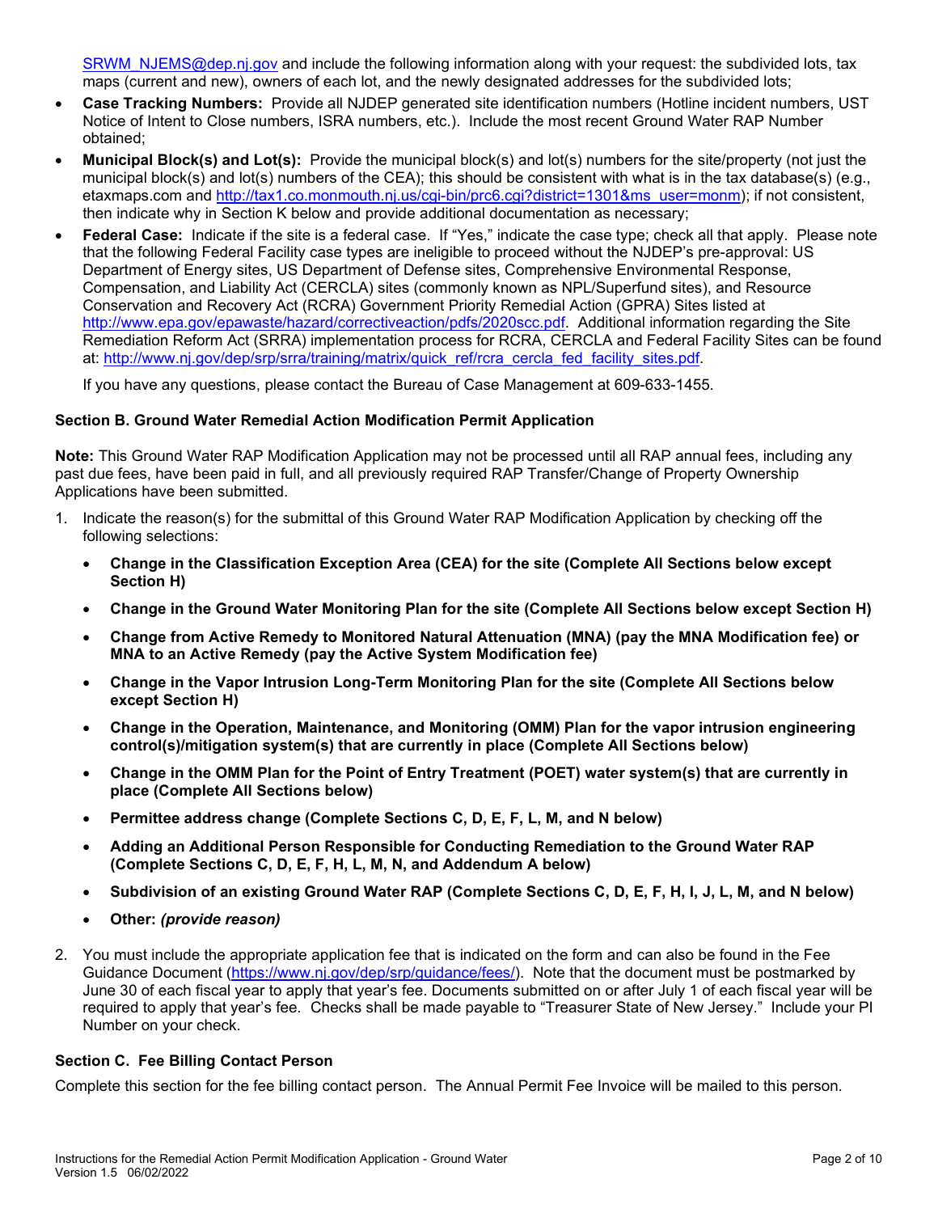SRWM_NJEMS@dep.nj.gov and include the following information along with your request: the subdivided lots, tax maps (current and new), owners of each lot, and the newly designated addresses for the subdivided lots;

- **Case Tracking Numbers:** Provide all NJDEP generated site identification numbers (Hotline incident numbers, UST Notice of Intent to Close numbers, ISRA numbers, etc.). Include the most recent Ground Water RAP Number obtained;
- **Municipal Block(s) and Lot(s):** Provide the municipal block(s) and lot(s) numbers for the site/property (not just the municipal block(s) and lot(s) numbers of the CEA); this should be consistent with what is in the tax database(s) (e.g., etaxmaps.com and http://tax1.co.monmouth.nj.us/cgi-bin/prc6.cgi?district=1301&ms_user=monm); if not consistent, then indicate why in Section K below and provide additional documentation as necessary;
- **Federal Case:** Indicate if the site is a federal case. If "Yes," indicate the case type; check all that apply. Please note that the following Federal Facility case types are ineligible to proceed without the NJDEP's pre-approval: US Department of Energy sites, US Department of Defense sites, Comprehensive Environmental Response, Compensation, and Liability Act (CERCLA) sites (commonly known as NPL/Superfund sites), and Resource Conservation and Recovery Act (RCRA) Government Priority Remedial Action (GPRA) Sites listed at http://www.epa.gov/epawaste/hazard/correctiveaction/pdfs/2020scc.pdf. Additional information regarding the Site Remediation Reform Act (SRRA) implementation process for RCRA, CERCLA and Federal Facility Sites can be found at: http://www.nj.gov/dep/srp/srra/training/matrix/quick_ref/rcra_cercla_fed_facility_sites.pdf.

  If you have any questions, please contact the Bureau of Case Management at 609-633-1455.

### Section B. Ground Water Remedial Action Modification Permit Application

**Note:** This Ground Water RAP Modification Application may not be processed until all RAP annual fees, including any past due fees, have been paid in full, and all previously required RAP Transfer/Change of Property Ownership Applications have been submitted.

1. Indicate the reason(s) for the submittal of this Ground Water RAP Modification Application by checking off the following selections:
   - **Change in the Classification Exception Area (CEA) for the site (Complete All Sections below except Section H)**
   - **Change in the Ground Water Monitoring Plan for the site (Complete All Sections below except Section H)**
   - **Change from Active Remedy to Monitored Natural Attenuation (MNA) (pay the MNA Modification fee) or MNA to an Active Remedy (pay the Active System Modification fee)**
   - **Change in the Vapor Intrusion Long-Term Monitoring Plan for the site (Complete All Sections below except Section H)**
   - **Change in the Operation, Maintenance, and Monitoring (OMM) Plan for the vapor intrusion engineering control(s)/mitigation system(s) that are currently in place (Complete All Sections below)**
   - **Change in the OMM Plan for the Point of Entry Treatment (POET) water system(s) that are currently in place (Complete All Sections below)**
   - **Permittee address change (Complete Sections C, D, E, F, L, M, and N below)**
   - **Adding an Additional Person Responsible for Conducting Remediation to the Ground Water RAP (Complete Sections C, D, E, F, H, L, M, N, and Addendum A below)**
   - **Subdivision of an existing Ground Water RAP (Complete Sections C, D, E, F, H, I, J, L, M, and N below)**
   - **Other:** *(provide reason)*
2. You must include the appropriate application fee that is indicated on the form and can also be found in the Fee Guidance Document (https://www.nj.gov/dep/srp/guidance/fees/). Note that the document must be postmarked by June 30 of each fiscal year to apply that year's fee. Documents submitted on or after July 1 of each fiscal year will be required to apply that year's fee. Checks shall be made payable to "Treasurer State of New Jersey." Include your PI Number on your check.

### Section C. Fee Billing Contact Person

Complete this section for the fee billing contact person. The Annual Permit Fee Invoice will be mailed to this person.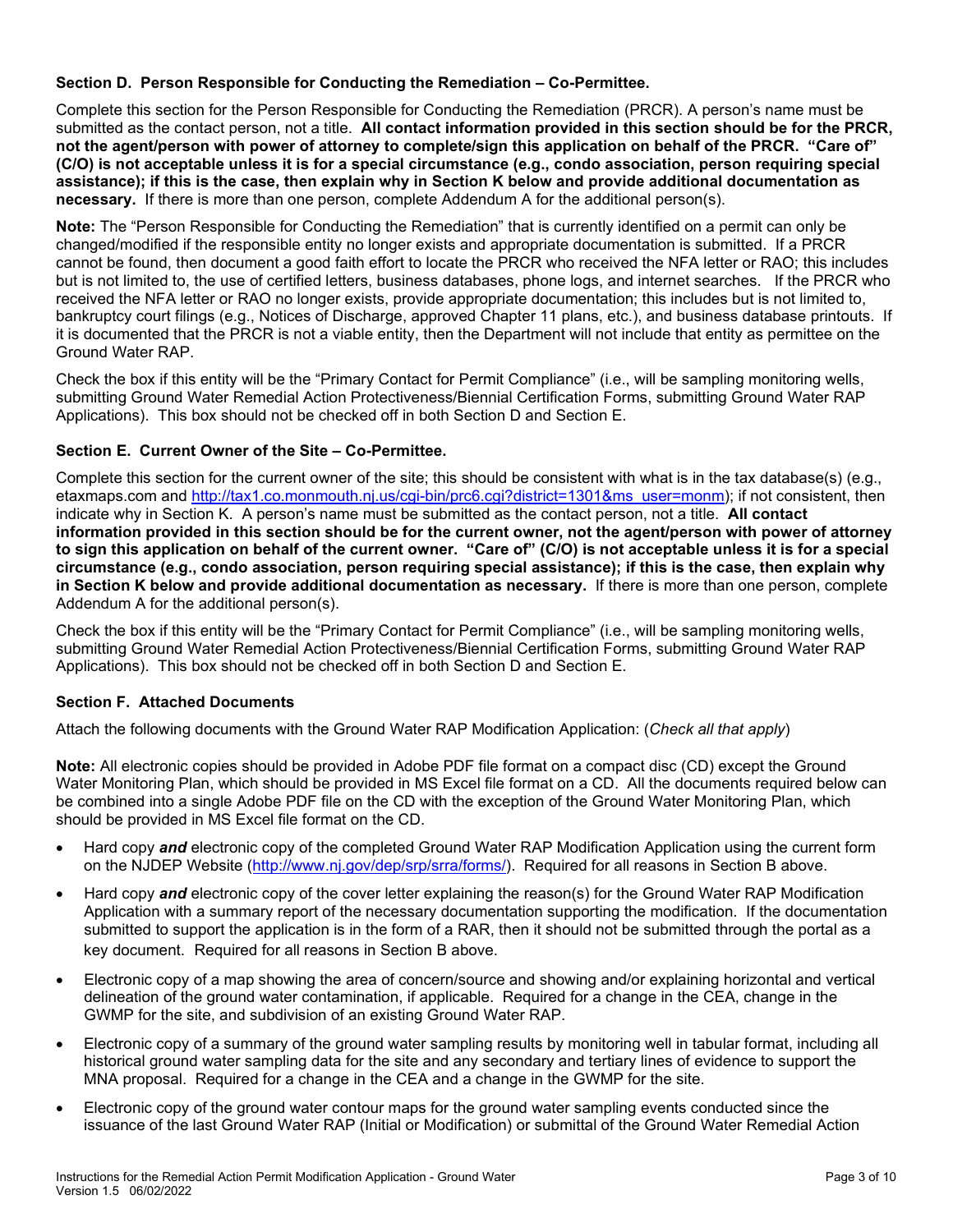### Section D. Person Responsible for Conducting the Remediation – Co-Permittee.

Complete this section for the Person Responsible for Conducting the Remediation (PRCR). A person's name must be submitted as the contact person, not a title. **All contact information provided in this section should be for the PRCR, not the agent/person with power of attorney to complete/sign this application on behalf of the PRCR. "Care of" (C/O) is not acceptable unless it is for a special circumstance (e.g., condo association, person requiring special assistance); if this is the case, then explain why in Section K below and provide additional documentation as necessary.** If there is more than one person, complete Addendum A for the additional person(s).

**Note:** The "Person Responsible for Conducting the Remediation" that is currently identified on a permit can only be changed/modified if the responsible entity no longer exists and appropriate documentation is submitted. If a PRCR cannot be found, then document a good faith effort to locate the PRCR who received the NFA letter or RAO; this includes but is not limited to, the use of certified letters, business databases, phone logs, and internet searches. If the PRCR who received the NFA letter or RAO no longer exists, provide appropriate documentation; this includes but is not limited to, bankruptcy court filings (e.g., Notices of Discharge, approved Chapter 11 plans, etc.), and business database printouts. If it is documented that the PRCR is not a viable entity, then the Department will not include that entity as permittee on the Ground Water RAP.

Check the box if this entity will be the "Primary Contact for Permit Compliance" (i.e., will be sampling monitoring wells, submitting Ground Water Remedial Action Protectiveness/Biennial Certification Forms, submitting Ground Water RAP Applications). This box should not be checked off in both Section D and Section E.

### Section E. Current Owner of the Site – Co-Permittee.

Complete this section for the current owner of the site; this should be consistent with what is in the tax database(s) (e.g., etaxmaps.com and http://tax1.co.monmouth.nj.us/cgi-bin/prc6.cgi?district=1301&ms_user=monm); if not consistent, then indicate why in Section K. A person's name must be submitted as the contact person, not a title. **All contact information provided in this section should be for the current owner, not the agent/person with power of attorney to sign this application on behalf of the current owner. "Care of" (C/O) is not acceptable unless it is for a special circumstance (e.g., condo association, person requiring special assistance); if this is the case, then explain why in Section K below and provide additional documentation as necessary.** If there is more than one person, complete Addendum A for the additional person(s).

Check the box if this entity will be the "Primary Contact for Permit Compliance" (i.e., will be sampling monitoring wells, submitting Ground Water Remedial Action Protectiveness/Biennial Certification Forms, submitting Ground Water RAP Applications). This box should not be checked off in both Section D and Section E.

### Section F. Attached Documents

Attach the following documents with the Ground Water RAP Modification Application: (*Check all that apply*)

**Note:** All electronic copies should be provided in Adobe PDF file format on a compact disc (CD) except the Ground Water Monitoring Plan, which should be provided in MS Excel file format on a CD. All the documents required below can be combined into a single Adobe PDF file on the CD with the exception of the Ground Water Monitoring Plan, which should be provided in MS Excel file format on the CD.

- Hard copy ***and*** electronic copy of the completed Ground Water RAP Modification Application using the current form on the NJDEP Website (http://www.nj.gov/dep/srp/srra/forms/). Required for all reasons in Section B above.
- Hard copy ***and*** electronic copy of the cover letter explaining the reason(s) for the Ground Water RAP Modification Application with a summary report of the necessary documentation supporting the modification. If the documentation submitted to support the application is in the form of a RAR, then it should not be submitted through the portal as a key document. Required for all reasons in Section B above.
- Electronic copy of a map showing the area of concern/source and showing and/or explaining horizontal and vertical delineation of the ground water contamination, if applicable. Required for a change in the CEA, change in the GWMP for the site, and subdivision of an existing Ground Water RAP.
- Electronic copy of a summary of the ground water sampling results by monitoring well in tabular format, including all historical ground water sampling data for the site and any secondary and tertiary lines of evidence to support the MNA proposal. Required for a change in the CEA and a change in the GWMP for the site.
- Electronic copy of the ground water contour maps for the ground water sampling events conducted since the issuance of the last Ground Water RAP (Initial or Modification) or submittal of the Ground Water Remedial Action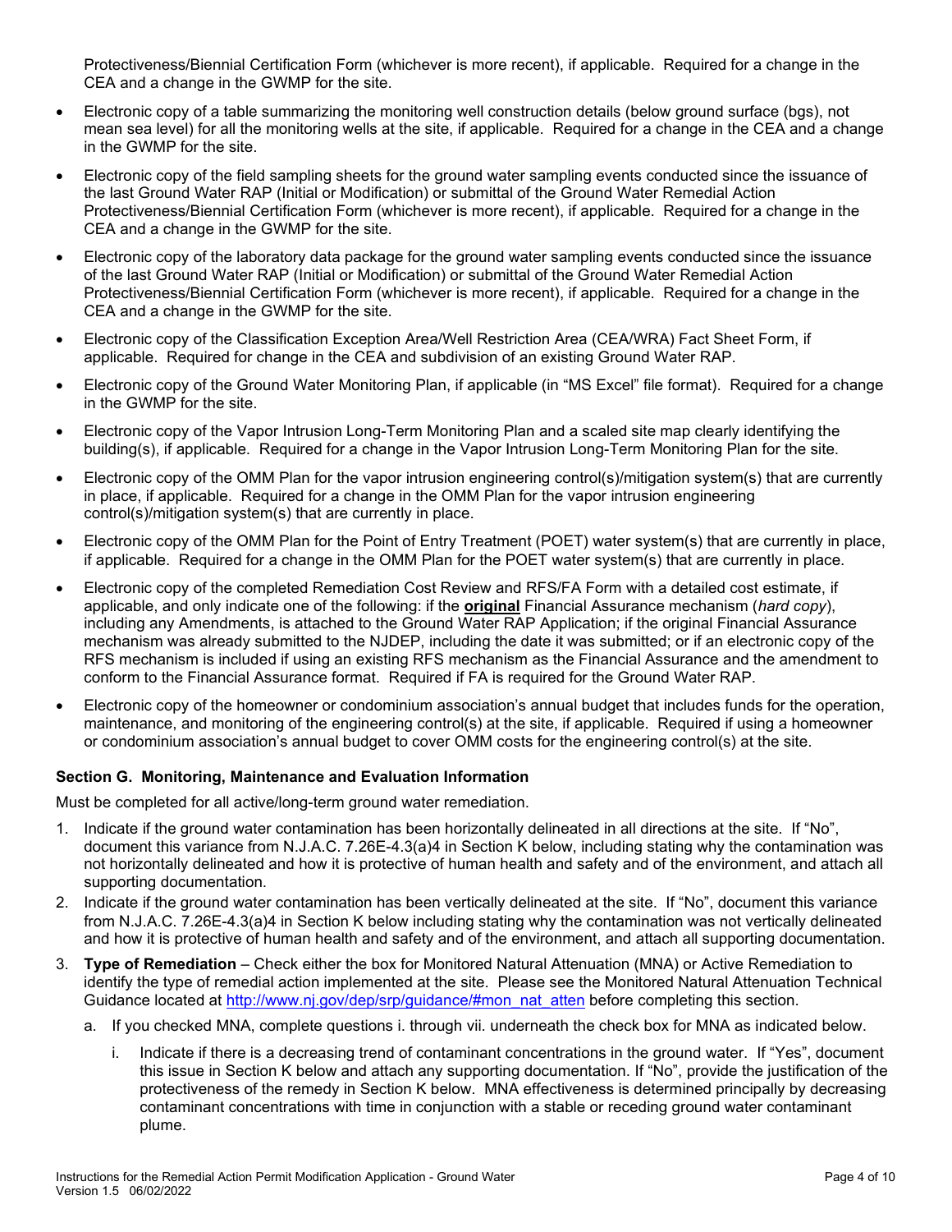Protectiveness/Biennial Certification Form (whichever is more recent), if applicable. Required for a change in the CEA and a change in the GWMP for the site.

- Electronic copy of a table summarizing the monitoring well construction details (below ground surface (bgs), not mean sea level) for all the monitoring wells at the site, if applicable. Required for a change in the CEA and a change in the GWMP for the site.
- Electronic copy of the field sampling sheets for the ground water sampling events conducted since the issuance of the last Ground Water RAP (Initial or Modification) or submittal of the Ground Water Remedial Action Protectiveness/Biennial Certification Form (whichever is more recent), if applicable. Required for a change in the CEA and a change in the GWMP for the site.
- Electronic copy of the laboratory data package for the ground water sampling events conducted since the issuance of the last Ground Water RAP (Initial or Modification) or submittal of the Ground Water Remedial Action Protectiveness/Biennial Certification Form (whichever is more recent), if applicable. Required for a change in the CEA and a change in the GWMP for the site.
- Electronic copy of the Classification Exception Area/Well Restriction Area (CEA/WRA) Fact Sheet Form, if applicable. Required for change in the CEA and subdivision of an existing Ground Water RAP.
- Electronic copy of the Ground Water Monitoring Plan, if applicable (in "MS Excel" file format). Required for a change in the GWMP for the site.
- Electronic copy of the Vapor Intrusion Long-Term Monitoring Plan and a scaled site map clearly identifying the building(s), if applicable. Required for a change in the Vapor Intrusion Long-Term Monitoring Plan for the site.
- Electronic copy of the OMM Plan for the vapor intrusion engineering control(s)/mitigation system(s) that are currently in place, if applicable. Required for a change in the OMM Plan for the vapor intrusion engineering control(s)/mitigation system(s) that are currently in place.
- Electronic copy of the OMM Plan for the Point of Entry Treatment (POET) water system(s) that are currently in place, if applicable. Required for a change in the OMM Plan for the POET water system(s) that are currently in place.
- Electronic copy of the completed Remediation Cost Review and RFS/FA Form with a detailed cost estimate, if applicable, and only indicate one of the following: if the **original** Financial Assurance mechanism (*hard copy*), including any Amendments, is attached to the Ground Water RAP Application; if the original Financial Assurance mechanism was already submitted to the NJDEP, including the date it was submitted; or if an electronic copy of the RFS mechanism is included if using an existing RFS mechanism as the Financial Assurance and the amendment to conform to the Financial Assurance format. Required if FA is required for the Ground Water RAP.
- Electronic copy of the homeowner or condominium association's annual budget that includes funds for the operation, maintenance, and monitoring of the engineering control(s) at the site, if applicable. Required if using a homeowner or condominium association's annual budget to cover OMM costs for the engineering control(s) at the site.

### Section G. Monitoring, Maintenance and Evaluation Information

Must be completed for all active/long-term ground water remediation.

1. Indicate if the ground water contamination has been horizontally delineated in all directions at the site. If "No", document this variance from N.J.A.C. 7.26E-4.3(a)4 in Section K below, including stating why the contamination was not horizontally delineated and how it is protective of human health and safety and of the environment, and attach all supporting documentation.
2. Indicate if the ground water contamination has been vertically delineated at the site. If "No", document this variance from N.J.A.C. 7.26E-4.3(a)4 in Section K below including stating why the contamination was not vertically delineated and how it is protective of human health and safety and of the environment, and attach all supporting documentation.
3. **Type of Remediation** – Check either the box for Monitored Natural Attenuation (MNA) or Active Remediation to identify the type of remedial action implemented at the site. Please see the Monitored Natural Attenuation Technical Guidance located at http://www.nj.gov/dep/srp/guidance/#mon_nat_atten before completing this section.
   a. If you checked MNA, complete questions i. through vii. underneath the check box for MNA as indicated below.
      i. Indicate if there is a decreasing trend of contaminant concentrations in the ground water. If "Yes", document this issue in Section K below and attach any supporting documentation. If "No", provide the justification of the protectiveness of the remedy in Section K below. MNA effectiveness is determined principally by decreasing contaminant concentrations with time in conjunction with a stable or receding ground water contaminant plume.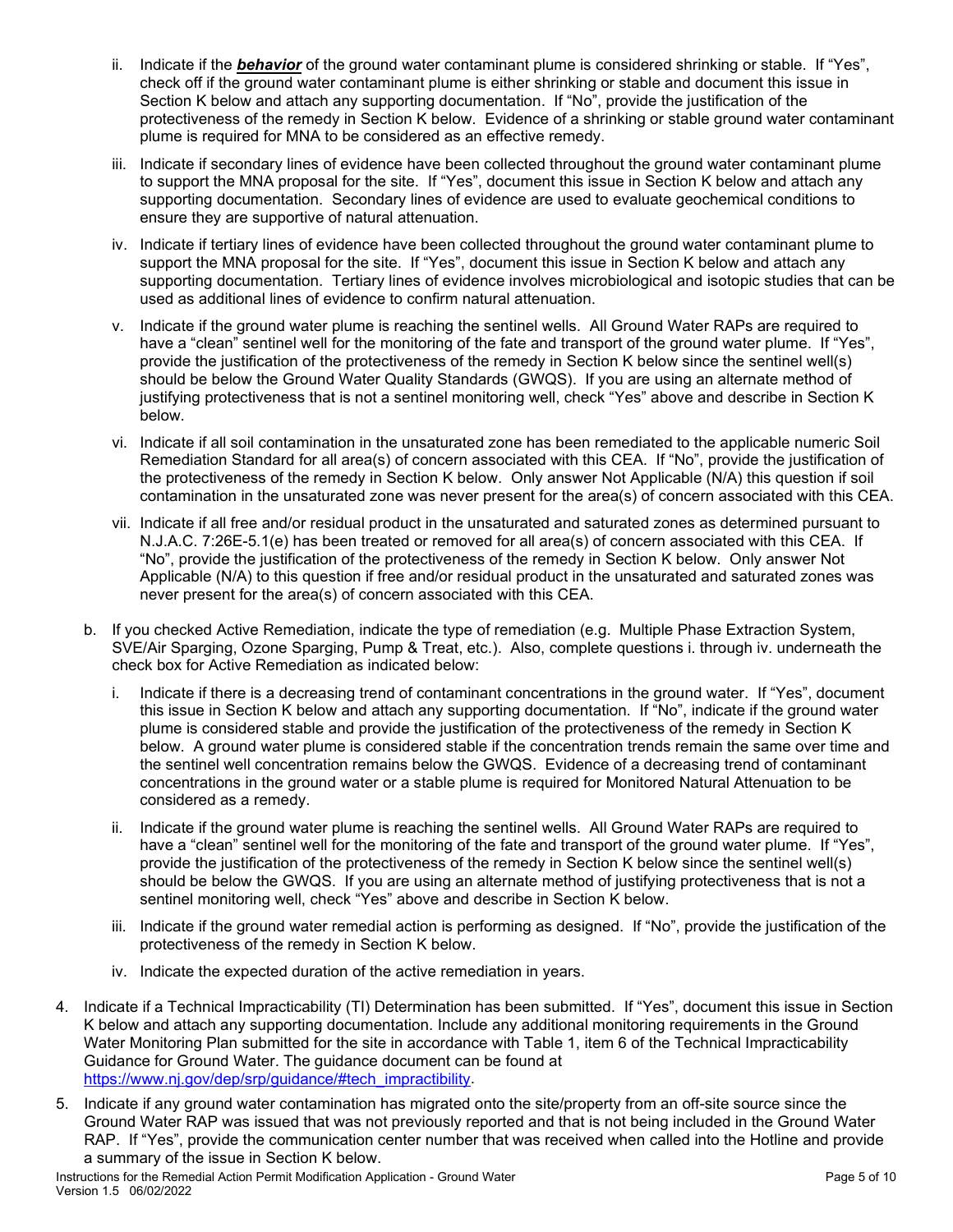ii. Indicate if the ***behavior*** of the ground water contaminant plume is considered shrinking or stable. If "Yes", check off if the ground water contaminant plume is either shrinking or stable and document this issue in Section K below and attach any supporting documentation. If "No", provide the justification of the protectiveness of the remedy in Section K below. Evidence of a shrinking or stable ground water contaminant plume is required for MNA to be considered as an effective remedy.

iii. Indicate if secondary lines of evidence have been collected throughout the ground water contaminant plume to support the MNA proposal for the site. If "Yes", document this issue in Section K below and attach any supporting documentation. Secondary lines of evidence are used to evaluate geochemical conditions to ensure they are supportive of natural attenuation.

iv. Indicate if tertiary lines of evidence have been collected throughout the ground water contaminant plume to support the MNA proposal for the site. If "Yes", document this issue in Section K below and attach any supporting documentation. Tertiary lines of evidence involves microbiological and isotopic studies that can be used as additional lines of evidence to confirm natural attenuation.

v. Indicate if the ground water plume is reaching the sentinel wells. All Ground Water RAPs are required to have a "clean" sentinel well for the monitoring of the fate and transport of the ground water plume. If "Yes", provide the justification of the protectiveness of the remedy in Section K below since the sentinel well(s) should be below the Ground Water Quality Standards (GWQS). If you are using an alternate method of justifying protectiveness that is not a sentinel monitoring well, check "Yes" above and describe in Section K below.

vi. Indicate if all soil contamination in the unsaturated zone has been remediated to the applicable numeric Soil Remediation Standard for all area(s) of concern associated with this CEA. If "No", provide the justification of the protectiveness of the remedy in Section K below. Only answer Not Applicable (N/A) this question if soil contamination in the unsaturated zone was never present for the area(s) of concern associated with this CEA.

vii. Indicate if all free and/or residual product in the unsaturated and saturated zones as determined pursuant to N.J.A.C. 7:26E-5.1(e) has been treated or removed for all area(s) of concern associated with this CEA. If "No", provide the justification of the protectiveness of the remedy in Section K below. Only answer Not Applicable (N/A) to this question if free and/or residual product in the unsaturated and saturated zones was never present for the area(s) of concern associated with this CEA.

b. If you checked Active Remediation, indicate the type of remediation (e.g. Multiple Phase Extraction System, SVE/Air Sparging, Ozone Sparging, Pump & Treat, etc.). Also, complete questions i. through iv. underneath the check box for Active Remediation as indicated below:

i. Indicate if there is a decreasing trend of contaminant concentrations in the ground water. If "Yes", document this issue in Section K below and attach any supporting documentation. If "No", indicate if the ground water plume is considered stable and provide the justification of the protectiveness of the remedy in Section K below. A ground water plume is considered stable if the concentration trends remain the same over time and the sentinel well concentration remains below the GWQS. Evidence of a decreasing trend of contaminant concentrations in the ground water or a stable plume is required for Monitored Natural Attenuation to be considered as a remedy.

ii. Indicate if the ground water plume is reaching the sentinel wells. All Ground Water RAPs are required to have a "clean" sentinel well for the monitoring of the fate and transport of the ground water plume. If "Yes", provide the justification of the protectiveness of the remedy in Section K below since the sentinel well(s) should be below the GWQS. If you are using an alternate method of justifying protectiveness that is not a sentinel monitoring well, check "Yes" above and describe in Section K below.

iii. Indicate if the ground water remedial action is performing as designed. If "No", provide the justification of the protectiveness of the remedy in Section K below.

iv. Indicate the expected duration of the active remediation in years.

4. Indicate if a Technical Impracticability (TI) Determination has been submitted. If "Yes", document this issue in Section K below and attach any supporting documentation. Include any additional monitoring requirements in the Ground Water Monitoring Plan submitted for the site in accordance with Table 1, item 6 of the Technical Impracticability Guidance for Ground Water. The guidance document can be found at [https://www.nj.gov/dep/srp/guidance/#tech_impractibility](https://www.nj.gov/dep/srp/guidance/#tech_impractibility).

5. Indicate if any ground water contamination has migrated onto the site/property from an off-site source since the Ground Water RAP was issued that was not previously reported and that is not being included in the Ground Water RAP. If "Yes", provide the communication center number that was received when called into the Hotline and provide a summary of the issue in Section K below.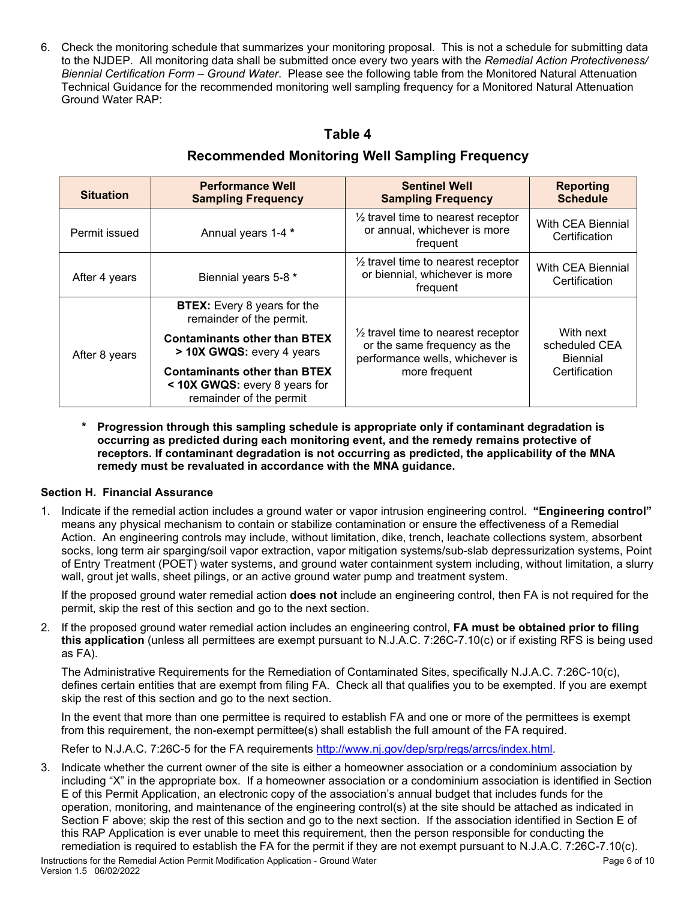6. Check the monitoring schedule that summarizes your monitoring proposal. This is not a schedule for submitting data to the NJDEP. All monitoring data shall be submitted once every two years with the *Remedial Action Protectiveness/ Biennial Certification Form – Ground Water*. Please see the following table from the Monitored Natural Attenuation Technical Guidance for the recommended monitoring well sampling frequency for a Monitored Natural Attenuation Ground Water RAP:

## Table 4

## Recommended Monitoring Well Sampling Frequency

| Situation | Performance Well Sampling Frequency | Sentinel Well Sampling Frequency | Reporting Schedule |
|---|---|---|---|
| Permit issued | Annual years 1-4 * | ½ travel time to nearest receptor or annual, whichever is more frequent | With CEA Biennial Certification |
| After 4 years | Biennial years 5-8 * | ½ travel time to nearest receptor or biennial, whichever is more frequent | With CEA Biennial Certification |
| After 8 years | **BTEX:** Every 8 years for the remainder of the permit. **Contaminants other than BTEX > 10X GWQS:** every 4 years **Contaminants other than BTEX < 10X GWQS:** every 8 years for remainder of the permit | ½ travel time to nearest receptor or the same frequency as the performance wells, whichever is more frequent | With next scheduled CEA Biennial Certification |

\* **Progression through this sampling schedule is appropriate only if contaminant degradation is occurring as predicted during each monitoring event, and the remedy remains protective of receptors. If contaminant degradation is not occurring as predicted, the applicability of the MNA remedy must be revaluated in accordance with the MNA guidance.**

### Section H. Financial Assurance

1. Indicate if the remedial action includes a ground water or vapor intrusion engineering control. **"Engineering control"** means any physical mechanism to contain or stabilize contamination or ensure the effectiveness of a Remedial Action. An engineering controls may include, without limitation, dike, trench, leachate collections system, absorbent socks, long term air sparging/soil vapor extraction, vapor mitigation systems/sub-slab depressurization systems, Point of Entry Treatment (POET) water systems, and ground water containment system including, without limitation, a slurry wall, grout jet walls, sheet pilings, or an active ground water pump and treatment system.

   If the proposed ground water remedial action **does not** include an engineering control, then FA is not required for the permit, skip the rest of this section and go to the next section.

2. If the proposed ground water remedial action includes an engineering control, **FA must be obtained prior to filing this application** (unless all permittees are exempt pursuant to N.J.A.C. 7:26C-7.10(c) or if existing RFS is being used as FA).

   The Administrative Requirements for the Remediation of Contaminated Sites, specifically N.J.A.C. 7:26C-10(c), defines certain entities that are exempt from filing FA. Check all that qualifies you to be exempted. If you are exempt skip the rest of this section and go to the next section.

   In the event that more than one permittee is required to establish FA and one or more of the permittees is exempt from this requirement, the non-exempt permittee(s) shall establish the full amount of the FA required.

   Refer to N.J.A.C. 7:26C-5 for the FA requirements http://www.nj.gov/dep/srp/regs/arrcs/index.html.

3. Indicate whether the current owner of the site is either a homeowner association or a condominium association by including "X" in the appropriate box. If a homeowner association or a condominium association is identified in Section E of this Permit Application, an electronic copy of the association's annual budget that includes funds for the operation, monitoring, and maintenance of the engineering control(s) at the site should be attached as indicated in Section F above; skip the rest of this section and go to the next section. If the association identified in Section E of this RAP Application is ever unable to meet this requirement, then the person responsible for conducting the remediation is required to establish the FA for the permit if they are not exempt pursuant to N.J.A.C. 7:26C-7.10(c).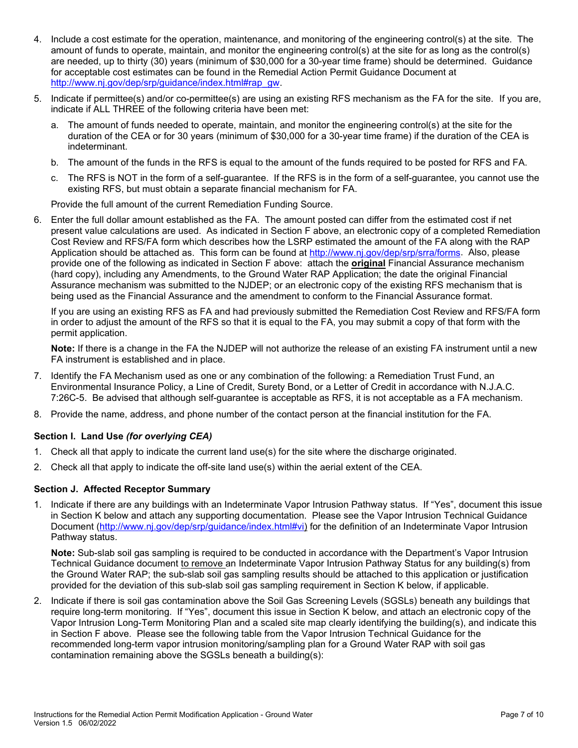4. Include a cost estimate for the operation, maintenance, and monitoring of the engineering control(s) at the site. The amount of funds to operate, maintain, and monitor the engineering control(s) at the site for as long as the control(s) are needed, up to thirty (30) years (minimum of $30,000 for a 30-year time frame) should be determined. Guidance for acceptable cost estimates can be found in the Remedial Action Permit Guidance Document at http://www.nj.gov/dep/srp/guidance/index.html#rap_gw.

5. Indicate if permittee(s) and/or co-permittee(s) are using an existing RFS mechanism as the FA for the site. If you are, indicate if ALL THREE of the following criteria have been met:

   a. The amount of funds needed to operate, maintain, and monitor the engineering control(s) at the site for the duration of the CEA or for 30 years (minimum of $30,000 for a 30-year time frame) if the duration of the CEA is indeterminant.

   b. The amount of the funds in the RFS is equal to the amount of the funds required to be posted for RFS and FA.

   c. The RFS is NOT in the form of a self-guarantee. If the RFS is in the form of a self-guarantee, you cannot use the existing RFS, but must obtain a separate financial mechanism for FA.

   Provide the full amount of the current Remediation Funding Source.

6. Enter the full dollar amount established as the FA. The amount posted can differ from the estimated cost if net present value calculations are used. As indicated in Section F above, an electronic copy of a completed Remediation Cost Review and RFS/FA form which describes how the LSRP estimated the amount of the FA along with the RAP Application should be attached as. This form can be found at http://www.nj.gov/dep/srp/srra/forms. Also, please provide one of the following as indicated in Section F above: attach the **original** Financial Assurance mechanism (hard copy), including any Amendments, to the Ground Water RAP Application; the date the original Financial Assurance mechanism was submitted to the NJDEP; or an electronic copy of the existing RFS mechanism that is being used as the Financial Assurance and the amendment to conform to the Financial Assurance format.

   If you are using an existing RFS as FA and had previously submitted the Remediation Cost Review and RFS/FA form in order to adjust the amount of the RFS so that it is equal to the FA, you may submit a copy of that form with the permit application.

   **Note:** If there is a change in the FA the NJDEP will not authorize the release of an existing FA instrument until a new FA instrument is established and in place.

7. Identify the FA Mechanism used as one or any combination of the following: a Remediation Trust Fund, an Environmental Insurance Policy, a Line of Credit, Surety Bond, or a Letter of Credit in accordance with N.J.A.C. 7:26C-5. Be advised that although self-guarantee is acceptable as RFS, it is not acceptable as a FA mechanism.

8. Provide the name, address, and phone number of the contact person at the financial institution for the FA.

### Section I. Land Use *(for overlying CEA)*

1. Check all that apply to indicate the current land use(s) for the site where the discharge originated.
2. Check all that apply to indicate the off-site land use(s) within the aerial extent of the CEA.

### Section J. Affected Receptor Summary

1. Indicate if there are any buildings with an Indeterminate Vapor Intrusion Pathway status. If "Yes", document this issue in Section K below and attach any supporting documentation. Please see the Vapor Intrusion Technical Guidance Document (http://www.nj.gov/dep/srp/guidance/index.html#vi) for the definition of an Indeterminate Vapor Intrusion Pathway status.

   **Note:** Sub-slab soil gas sampling is required to be conducted in accordance with the Department's Vapor Intrusion Technical Guidance document to remove an Indeterminate Vapor Intrusion Pathway Status for any building(s) from the Ground Water RAP; the sub-slab soil gas sampling results should be attached to this application or justification provided for the deviation of this sub-slab soil gas sampling requirement in Section K below, if applicable.

2. Indicate if there is soil gas contamination above the Soil Gas Screening Levels (SGSLs) beneath any buildings that require long-term monitoring. If "Yes", document this issue in Section K below, and attach an electronic copy of the Vapor Intrusion Long-Term Monitoring Plan and a scaled site map clearly identifying the building(s), and indicate this in Section F above. Please see the following table from the Vapor Intrusion Technical Guidance for the recommended long-term vapor intrusion monitoring/sampling plan for a Ground Water RAP with soil gas contamination remaining above the SGSLs beneath a building(s):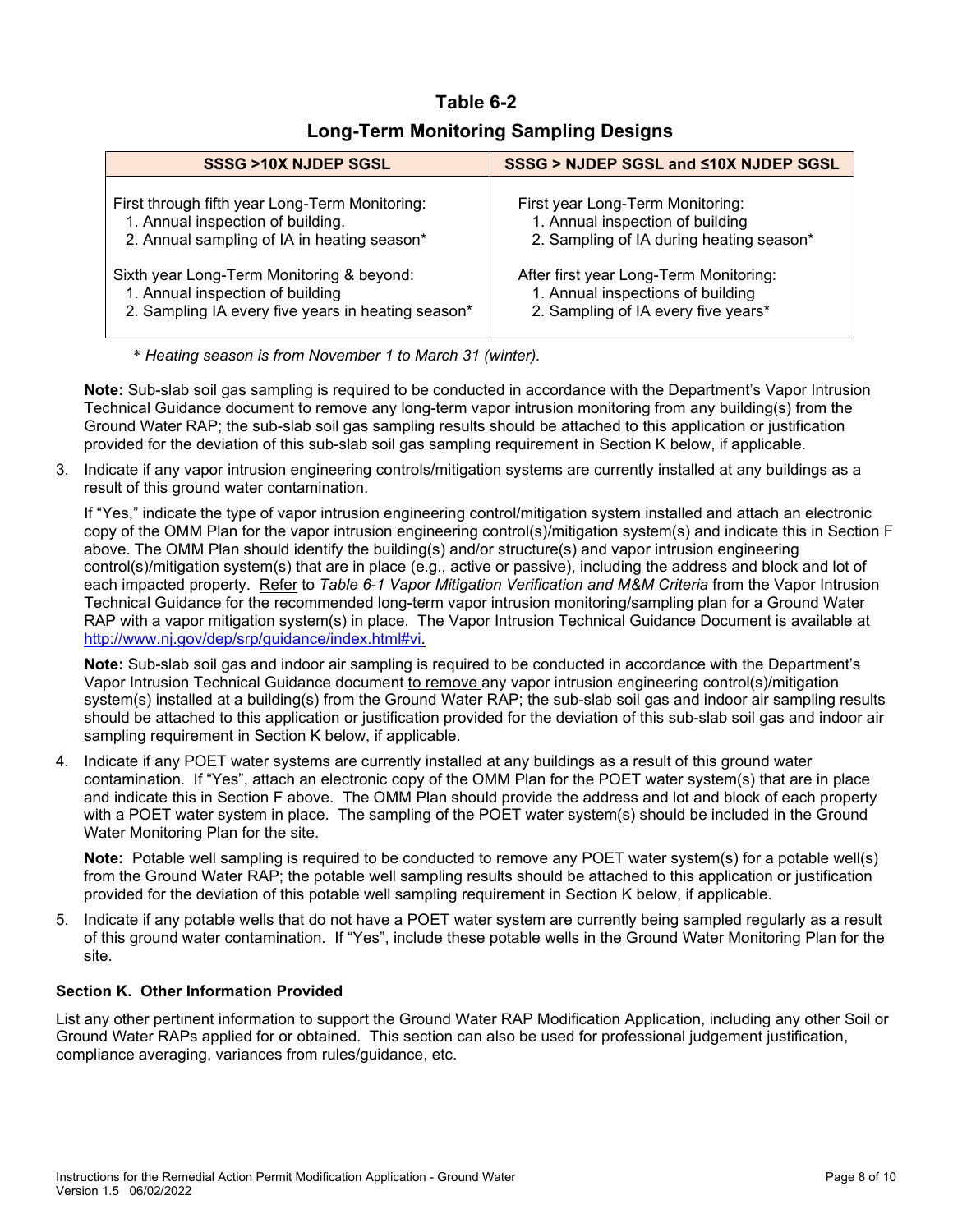## Table 6-2

## Long-Term Monitoring Sampling Designs

| SSSG >10X NJDEP SGSL | SSSG > NJDEP SGSL and ≤10X NJDEP SGSL |
|---|---|
| First through fifth year Long-Term Monitoring:<br>1. Annual inspection of building.<br>2. Annual sampling of IA in heating season*<br><br>Sixth year Long-Term Monitoring & beyond:<br>1. Annual inspection of building<br>2. Sampling IA every five years in heating season* | First year Long-Term Monitoring:<br>1. Annual inspection of building<br>2. Sampling of IA during heating season*<br><br>After first year Long-Term Monitoring:<br>1. Annual inspections of building<br>2. Sampling of IA every five years* |

*\* Heating season is from November 1 to March 31 (winter).*

**Note:** Sub-slab soil gas sampling is required to be conducted in accordance with the Department's Vapor Intrusion Technical Guidance document to remove any long-term vapor intrusion monitoring from any building(s) from the Ground Water RAP; the sub-slab soil gas sampling results should be attached to this application or justification provided for the deviation of this sub-slab soil gas sampling requirement in Section K below, if applicable.

3. Indicate if any vapor intrusion engineering controls/mitigation systems are currently installed at any buildings as a result of this ground water contamination.

   If "Yes," indicate the type of vapor intrusion engineering control/mitigation system installed and attach an electronic copy of the OMM Plan for the vapor intrusion engineering control(s)/mitigation system(s) and indicate this in Section F above. The OMM Plan should identify the building(s) and/or structure(s) and vapor intrusion engineering control(s)/mitigation system(s) that are in place (e.g., active or passive), including the address and block and lot of each impacted property. Refer to *Table 6-1 Vapor Mitigation Verification and M&M Criteria* from the Vapor Intrusion Technical Guidance for the recommended long-term vapor intrusion monitoring/sampling plan for a Ground Water RAP with a vapor mitigation system(s) in place. The Vapor Intrusion Technical Guidance Document is available at http://www.nj.gov/dep/srp/guidance/index.html#vi.

   **Note:** Sub-slab soil gas and indoor air sampling is required to be conducted in accordance with the Department's Vapor Intrusion Technical Guidance document to remove any vapor intrusion engineering control(s)/mitigation system(s) installed at a building(s) from the Ground Water RAP; the sub-slab soil gas and indoor air sampling results should be attached to this application or justification provided for the deviation of this sub-slab soil gas and indoor air sampling requirement in Section K below, if applicable.

4. Indicate if any POET water systems are currently installed at any buildings as a result of this ground water contamination. If "Yes", attach an electronic copy of the OMM Plan for the POET water system(s) that are in place and indicate this in Section F above. The OMM Plan should provide the address and lot and block of each property with a POET water system in place. The sampling of the POET water system(s) should be included in the Ground Water Monitoring Plan for the site.

   **Note:** Potable well sampling is required to be conducted to remove any POET water system(s) for a potable well(s) from the Ground Water RAP; the potable well sampling results should be attached to this application or justification provided for the deviation of this potable well sampling requirement in Section K below, if applicable.

5. Indicate if any potable wells that do not have a POET water system are currently being sampled regularly as a result of this ground water contamination. If "Yes", include these potable wells in the Ground Water Monitoring Plan for the site.

### Section K. Other Information Provided

List any other pertinent information to support the Ground Water RAP Modification Application, including any other Soil or Ground Water RAPs applied for or obtained. This section can also be used for professional judgement justification, compliance averaging, variances from rules/guidance, etc.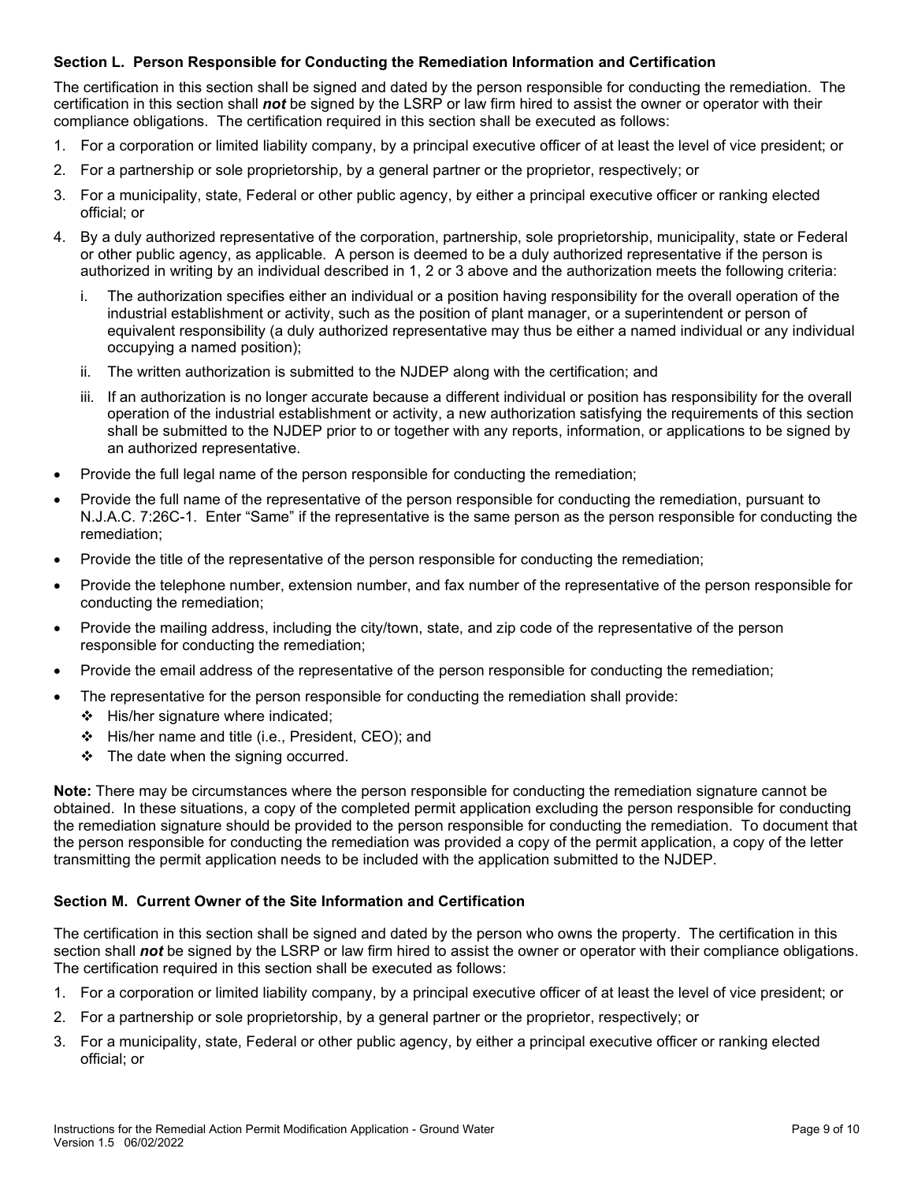**Section L. Person Responsible for Conducting the Remediation Information and Certification**

The certification in this section shall be signed and dated by the person responsible for conducting the remediation. The certification in this section shall ***not*** be signed by the LSRP or law firm hired to assist the owner or operator with their compliance obligations. The certification required in this section shall be executed as follows:

1. For a corporation or limited liability company, by a principal executive officer of at least the level of vice president; or
2. For a partnership or sole proprietorship, by a general partner or the proprietor, respectively; or
3. For a municipality, state, Federal or other public agency, by either a principal executive officer or ranking elected official; or
4. By a duly authorized representative of the corporation, partnership, sole proprietorship, municipality, state or Federal or other public agency, as applicable. A person is deemed to be a duly authorized representative if the person is authorized in writing by an individual described in 1, 2 or 3 above and the authorization meets the following criteria:
   i. The authorization specifies either an individual or a position having responsibility for the overall operation of the industrial establishment or activity, such as the position of plant manager, or a superintendent or person of equivalent responsibility (a duly authorized representative may thus be either a named individual or any individual occupying a named position);
   ii. The written authorization is submitted to the NJDEP along with the certification; and
   iii. If an authorization is no longer accurate because a different individual or position has responsibility for the overall operation of the industrial establishment or activity, a new authorization satisfying the requirements of this section shall be submitted to the NJDEP prior to or together with any reports, information, or applications to be signed by an authorized representative.

- Provide the full legal name of the person responsible for conducting the remediation;
- Provide the full name of the representative of the person responsible for conducting the remediation, pursuant to N.J.A.C. 7:26C-1. Enter "Same" if the representative is the same person as the person responsible for conducting the remediation;
- Provide the title of the representative of the person responsible for conducting the remediation;
- Provide the telephone number, extension number, and fax number of the representative of the person responsible for conducting the remediation;
- Provide the mailing address, including the city/town, state, and zip code of the representative of the person responsible for conducting the remediation;
- Provide the email address of the representative of the person responsible for conducting the remediation;
- The representative for the person responsible for conducting the remediation shall provide:
  - His/her signature where indicated;
  - His/her name and title (i.e., President, CEO); and
  - The date when the signing occurred.

**Note:** There may be circumstances where the person responsible for conducting the remediation signature cannot be obtained. In these situations, a copy of the completed permit application excluding the person responsible for conducting the remediation signature should be provided to the person responsible for conducting the remediation. To document that the person responsible for conducting the remediation was provided a copy of the permit application, a copy of the letter transmitting the permit application needs to be included with the application submitted to the NJDEP.

**Section M. Current Owner of the Site Information and Certification**

The certification in this section shall be signed and dated by the person who owns the property. The certification in this section shall ***not*** be signed by the LSRP or law firm hired to assist the owner or operator with their compliance obligations. The certification required in this section shall be executed as follows:

1. For a corporation or limited liability company, by a principal executive officer of at least the level of vice president; or
2. For a partnership or sole proprietorship, by a general partner or the proprietor, respectively; or
3. For a municipality, state, Federal or other public agency, by either a principal executive officer or ranking elected official; or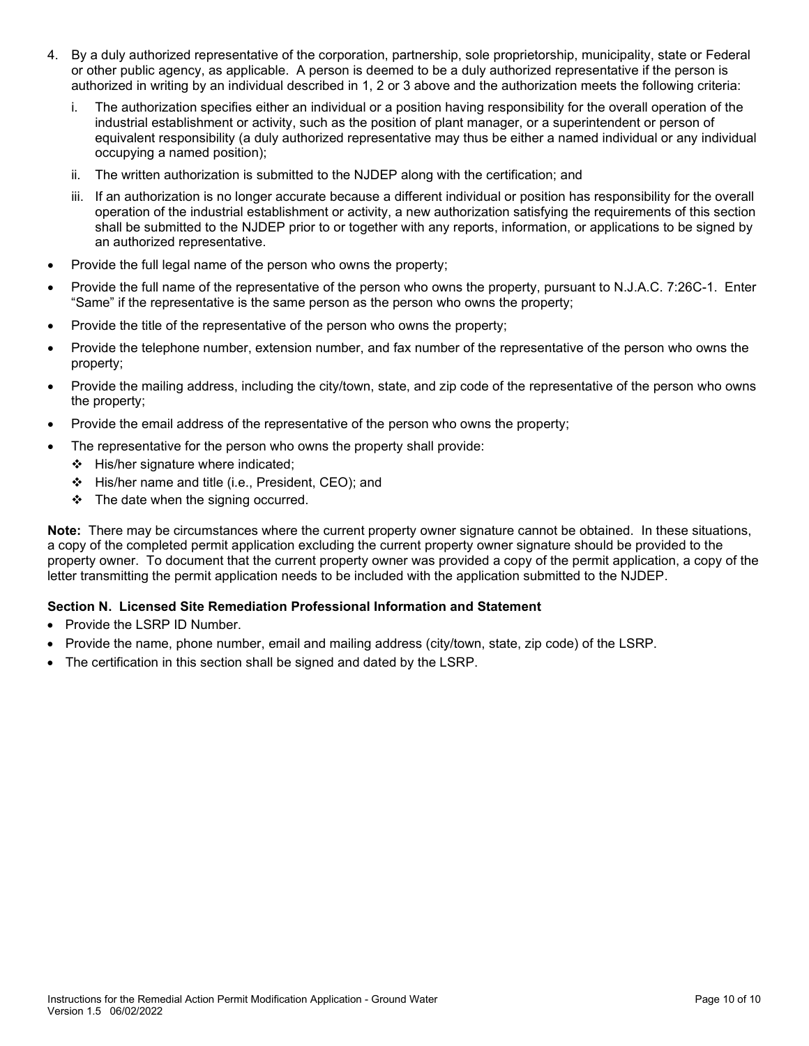4. By a duly authorized representative of the corporation, partnership, sole proprietorship, municipality, state or Federal or other public agency, as applicable. A person is deemed to be a duly authorized representative if the person is authorized in writing by an individual described in 1, 2 or 3 above and the authorization meets the following criteria:
   i. The authorization specifies either an individual or a position having responsibility for the overall operation of the industrial establishment or activity, such as the position of plant manager, or a superintendent or person of equivalent responsibility (a duly authorized representative may thus be either a named individual or any individual occupying a named position);
   ii. The written authorization is submitted to the NJDEP along with the certification; and
   iii. If an authorization is no longer accurate because a different individual or position has responsibility for the overall operation of the industrial establishment or activity, a new authorization satisfying the requirements of this section shall be submitted to the NJDEP prior to or together with any reports, information, or applications to be signed by an authorized representative.

- Provide the full legal name of the person who owns the property;
- Provide the full name of the representative of the person who owns the property, pursuant to N.J.A.C. 7:26C-1. Enter "Same" if the representative is the same person as the person who owns the property;
- Provide the title of the representative of the person who owns the property;
- Provide the telephone number, extension number, and fax number of the representative of the person who owns the property;
- Provide the mailing address, including the city/town, state, and zip code of the representative of the person who owns the property;
- Provide the email address of the representative of the person who owns the property;
- The representative for the person who owns the property shall provide:
  - His/her signature where indicated;
  - His/her name and title (i.e., President, CEO); and
  - The date when the signing occurred.

**Note:** There may be circumstances where the current property owner signature cannot be obtained. In these situations, a copy of the completed permit application excluding the current property owner signature should be provided to the property owner. To document that the current property owner was provided a copy of the permit application, a copy of the letter transmitting the permit application needs to be included with the application submitted to the NJDEP.

**Section N. Licensed Site Remediation Professional Information and Statement**

- Provide the LSRP ID Number.
- Provide the name, phone number, email and mailing address (city/town, state, zip code) of the LSRP.
- The certification in this section shall be signed and dated by the LSRP.